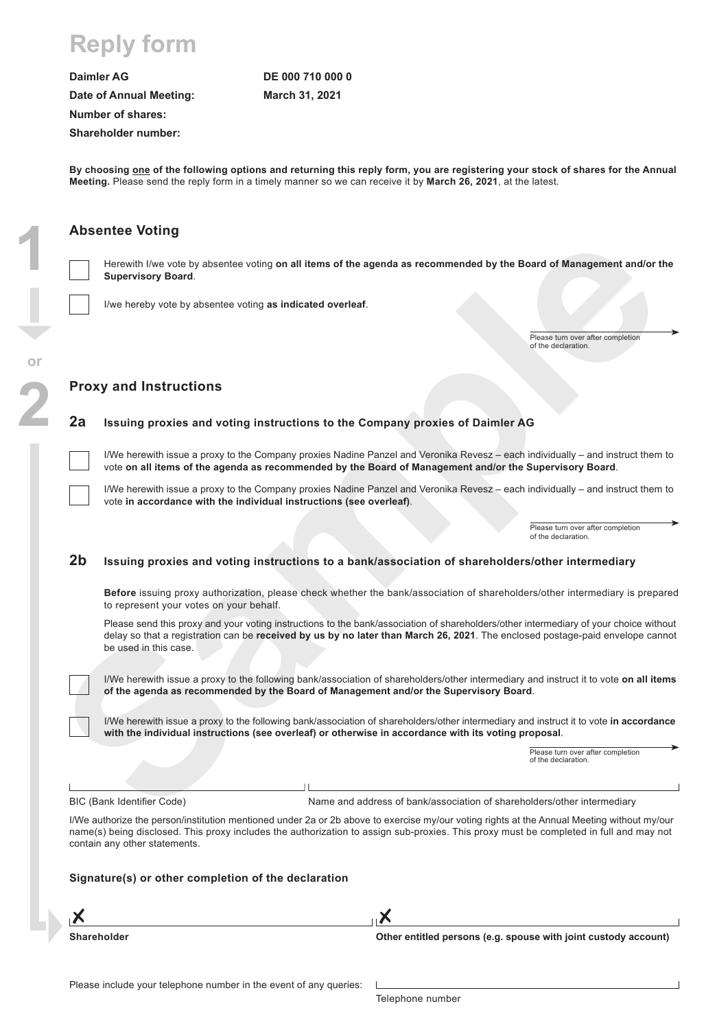# Reply form

**Daimler AG** **DE 000 710 000 0**

**Date of Annual Meeting:** **March 31, 2021**

**Number of shares:**

**Shareholder number:**

**By choosing one of the following options and returning this reply form, you are registering your stock of shares for the Annual Meeting.** Please send the reply form in a timely manner so we can receive it by **March 26, 2021**, at the latest.

## 1 Absentee Voting

☐ Herewith I/we vote by absentee voting **on all items of the agenda as recommended by the Board of Management and/or the Supervisory Board**.

☐ I/we hereby vote by absentee voting **as indicated overleaf**.

Please turn over after completion of the declaration.

or

## 2 Proxy and Instructions

### 2a Issuing proxies and voting instructions to the Company proxies of Daimler AG

☐ I/We herewith issue a proxy to the Company proxies Nadine Panzel and Veronika Revesz – each individually – and instruct them to vote **on all items of the agenda as recommended by the Board of Management and/or the Supervisory Board**.

☐ I/We herewith issue a proxy to the Company proxies Nadine Panzel and Veronika Revesz – each individually – and instruct them to vote **in accordance with the individual instructions (see overleaf)**.

Please turn over after completion of the declaration.

### 2b Issuing proxies and voting instructions to a bank/association of shareholders/other intermediary

**Before** issuing proxy authorization, please check whether the bank/association of shareholders/other intermediary is prepared to represent your votes on your behalf.

Please send this proxy and your voting instructions to the bank/association of shareholders/other intermediary of your choice without delay so that a registration can be **received by us by no later than March 26, 2021**. The enclosed postage-paid envelope cannot be used in this case.

☐ I/We herewith issue a proxy to the following bank/association of shareholders/other intermediary and instruct it to vote **on all items of the agenda as recommended by the Board of Management and/or the Supervisory Board**.

☐ I/We herewith issue a proxy to the following bank/association of shareholders/other intermediary and instruct it to vote **in accordance with the individual instructions (see overleaf) or otherwise in accordance with its voting proposal**.

Please turn over after completion of the declaration.

BIC (Bank Identifier Code) ______________________

Name and address of bank/association of shareholders/other intermediary ______________________

I/We authorize the person/institution mentioned under 2a or 2b above to exercise my/our voting rights at the Annual Meeting without my/our name(s) being disclosed. This proxy includes the authorization to assign sub-proxies. This proxy must be completed in full and may not contain any other statements.

**Signature(s) or other completion of the declaration**

✗ ______________________

**Shareholder**

✗ ______________________

**Other entitled persons (e.g. spouse with joint custody account)**

Please include your telephone number in the event of any queries: ______________________

Telephone number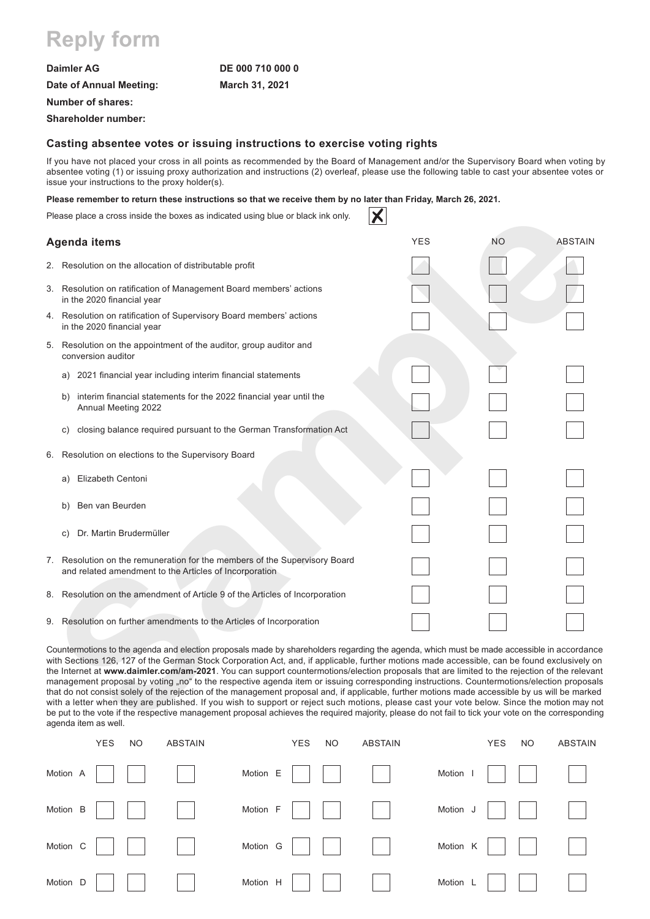# Reply form

**Daimler AG** **DE 000 710 000 0**

**Date of Annual Meeting:** **March 31, 2021**

**Number of shares:**

**Shareholder number:**

## Casting absentee votes or issuing instructions to exercise voting rights

If you have not placed your cross in all points as recommended by the Board of Management and/or the Supervisory Board when voting by absentee voting (1) or issuing proxy authorization and instructions (2) overleaf, please use the following table to cast your absentee votes or issue your instructions to the proxy holder(s).

**Please remember to return these instructions so that we receive them by no later than Friday, March 26, 2021.**

Please place a cross inside the boxes as indicated using blue or black ink only. ☒

| Agenda items | YES | NO | ABSTAIN |
| --- | --- | --- | --- |
| 2. Resolution on the allocation of distributable profit | ☐ | ☐ | ☐ |
| 3. Resolution on ratification of Management Board members' actions in the 2020 financial year | ☐ | ☐ | ☐ |
| 4. Resolution on ratification of Supervisory Board members' actions in the 2020 financial year | ☐ | ☐ | ☐ |
| 5. Resolution on the appointment of the auditor, group auditor and conversion auditor | | | |
| a) 2021 financial year including interim financial statements | ☐ | ☐ | ☐ |
| b) interim financial statements for the 2022 financial year until the Annual Meeting 2022 | ☐ | ☐ | ☐ |
| c) closing balance required pursuant to the German Transformation Act | ☐ | ☐ | ☐ |
| 6. Resolution on elections to the Supervisory Board | | | |
| a) Elizabeth Centoni | ☐ | ☐ | ☐ |
| b) Ben van Beurden | ☐ | ☐ | ☐ |
| c) Dr. Martin Brudermüller | ☐ | ☐ | ☐ |
| 7. Resolution on the remuneration for the members of the Supervisory Board and related amendment to the Articles of Incorporation | ☐ | ☐ | ☐ |
| 8. Resolution on the amendment of Article 9 of the Articles of Incorporation | ☐ | ☐ | ☐ |
| 9. Resolution on further amendments to the Articles of Incorporation | ☐ | ☐ | ☐ |

Countermotions to the agenda and election proposals made by shareholders regarding the agenda, which must be made accessible in accordance with Sections 126, 127 of the German Stock Corporation Act, and, if applicable, further motions made accessible, can be found exclusively on the Internet at **www.daimler.com/am-2021**. You can support countermotions/election proposals that are limited to the rejection of the relevant management proposal by voting „no" to the respective agenda item or issuing corresponding instructions. Countermotions/election proposals that do not consist solely of the rejection of the management proposal and, if applicable, further motions made accessible by us will be marked with a letter when they are published. If you wish to support or reject such motions, please cast your vote below. Since the motion may not be put to the vote if the respective management proposal achieves the required majority, please do not fail to tick your vote on the corresponding agenda item as well.

| | YES | NO | ABSTAIN | | YES | NO | ABSTAIN | | YES | NO | ABSTAIN |
| --- | --- | --- | --- | --- | --- | --- | --- | --- | --- | --- | --- |
| Motion A | ☐ | ☐ | ☐ | Motion E | ☐ | ☐ | ☐ | Motion I | ☐ | ☐ | ☐ |
| Motion B | ☐ | ☐ | ☐ | Motion F | ☐ | ☐ | ☐ | Motion J | ☐ | ☐ | ☐ |
| Motion C | ☐ | ☐ | ☐ | Motion G | ☐ | ☐ | ☐ | Motion K | ☐ | ☐ | ☐ |
| Motion D | ☐ | ☐ | ☐ | Motion H | ☐ | ☐ | ☐ | Motion L | ☐ | ☐ | ☐ |